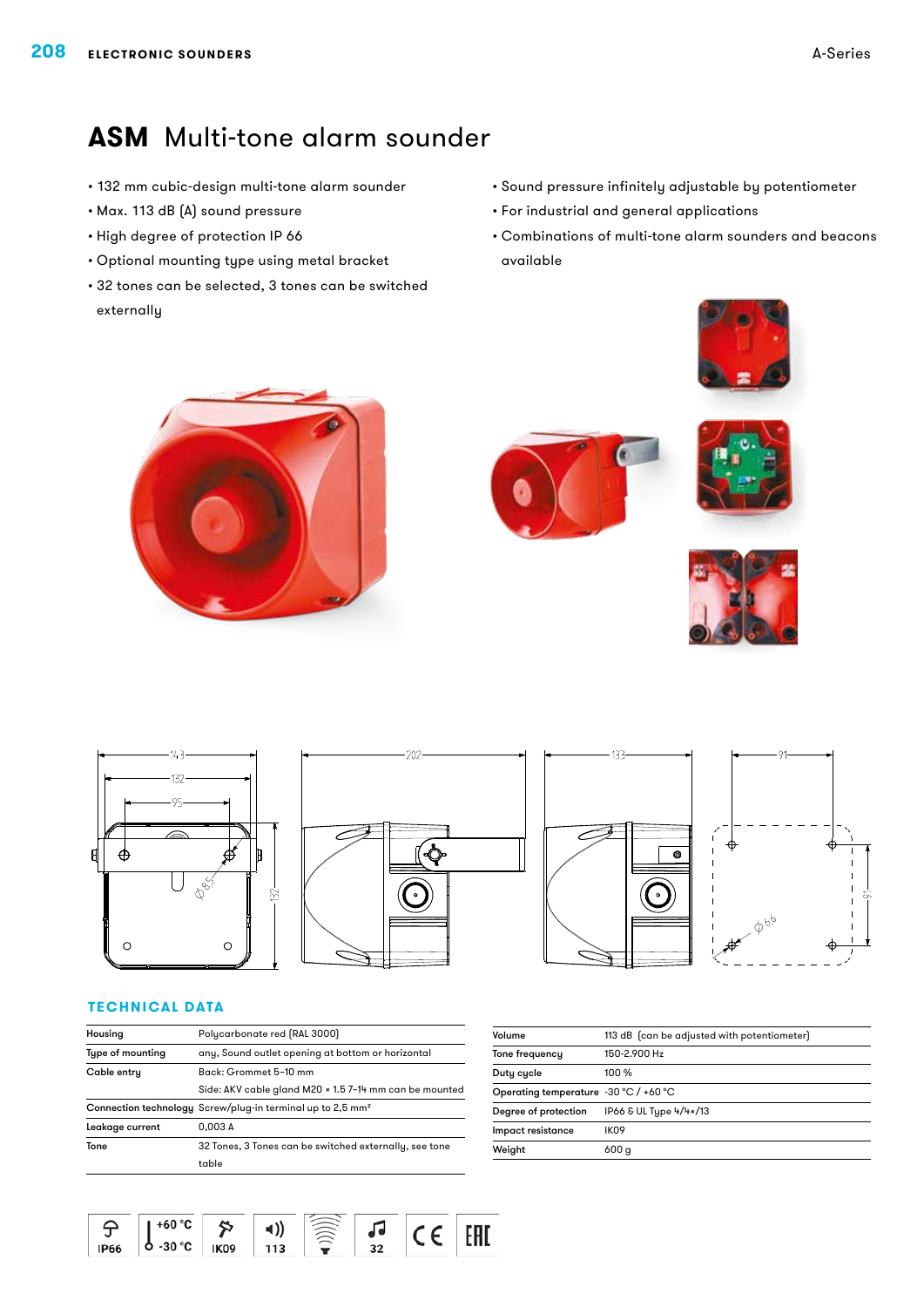# ASM Multi-tone alarm sounder

- 132 mm cubic-design multi-tone alarm sounder
- Max. 113 dB (A) sound pressure
- High degree of protection IP 66
- Optional mounting type using metal bracket
- 32 tones can be selected, 3 tones can be switched externally
- Sound pressure infinitely adjustable by potentiometer
- For industrial and general applications
- Combinations of multi-tone alarm sounders and beacons available

## TECHNICAL DATA

| | |
|---|---|
| Housing | Polycarbonate red (RAL 3000) |
| Type of mounting | any, Sound outlet opening at bottom or horizontal |
| Cable entry | Back: Grommet 5–10 mm |
| | Side: AKV cable gland M20 × 1.5 7–14 mm can be mounted |
| Connection technology | Screw/plug-in terminal up to 2,5 mm² |
| Leakage current | 0,003 A |
| Tone | 32 Tones, 3 Tones can be switched externally, see tone table |

| | |
|---|---|
| Volume | 113 dB (can be adjusted with potentiometer) |
| Tone frequency | 150-2.900 Hz |
| Duty cycle | 100 % |
| Operating temperature | -30 °C / +60 °C |
| Degree of protection | IP66 & UL Type 4/4×/13 |
| Impact resistance | IK09 |
| Weight | 600 g |

IP66 | +60 °C -30 °C | IK09 | 113 | 32 | CE | EAC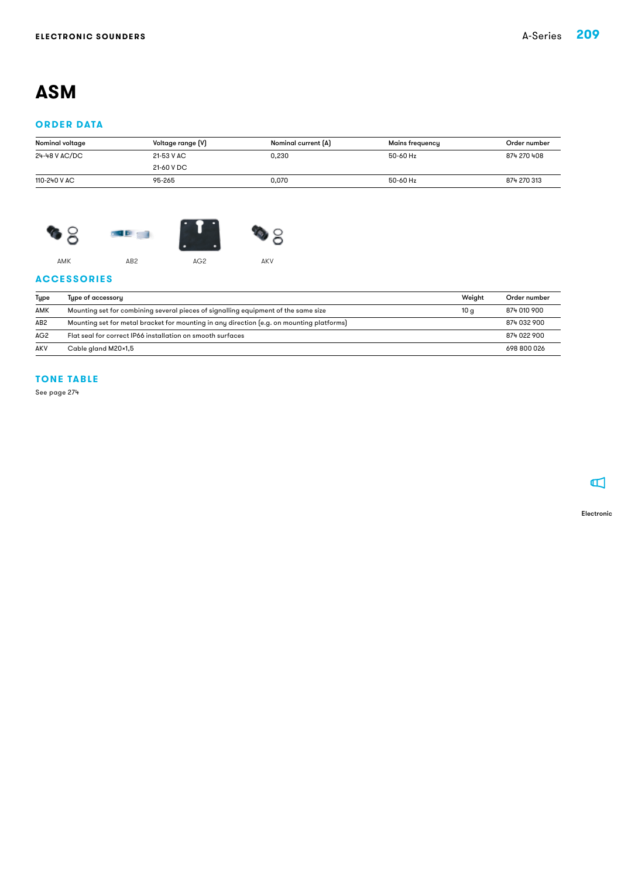# ASM

## ORDER DATA

| Nominal voltage | Voltage range (V) | Nominal current (A) | Mains frequency | Order number |
|---|---|---|---|---|
| 24-48 V AC/DC | 21-53 V AC<br>21-60 V DC | 0,230 | 50-60 Hz | 874 270 408 |
| 110-240 V AC | 95-265 | 0,070 | 50-60 Hz | 874 270 313 |

AMK AB2 AG2 AKV

## ACCESSORIES

| Type | Type of accessory | Weight | Order number |
|---|---|---|---|
| AMK | Mounting set for combining several pieces of signalling equipment of the same size | 10 g | 874 010 900 |
| AB2 | Mounting set for metal bracket for mounting in any direction (e.g. on mounting platforms) | | 874 032 900 |
| AG2 | Flat seal for correct IP66 installation on smooth surfaces | | 874 022 900 |
| AKV | Cable gland M20×1,5 | | 698 800 026 |

## TONE TABLE

See page 274